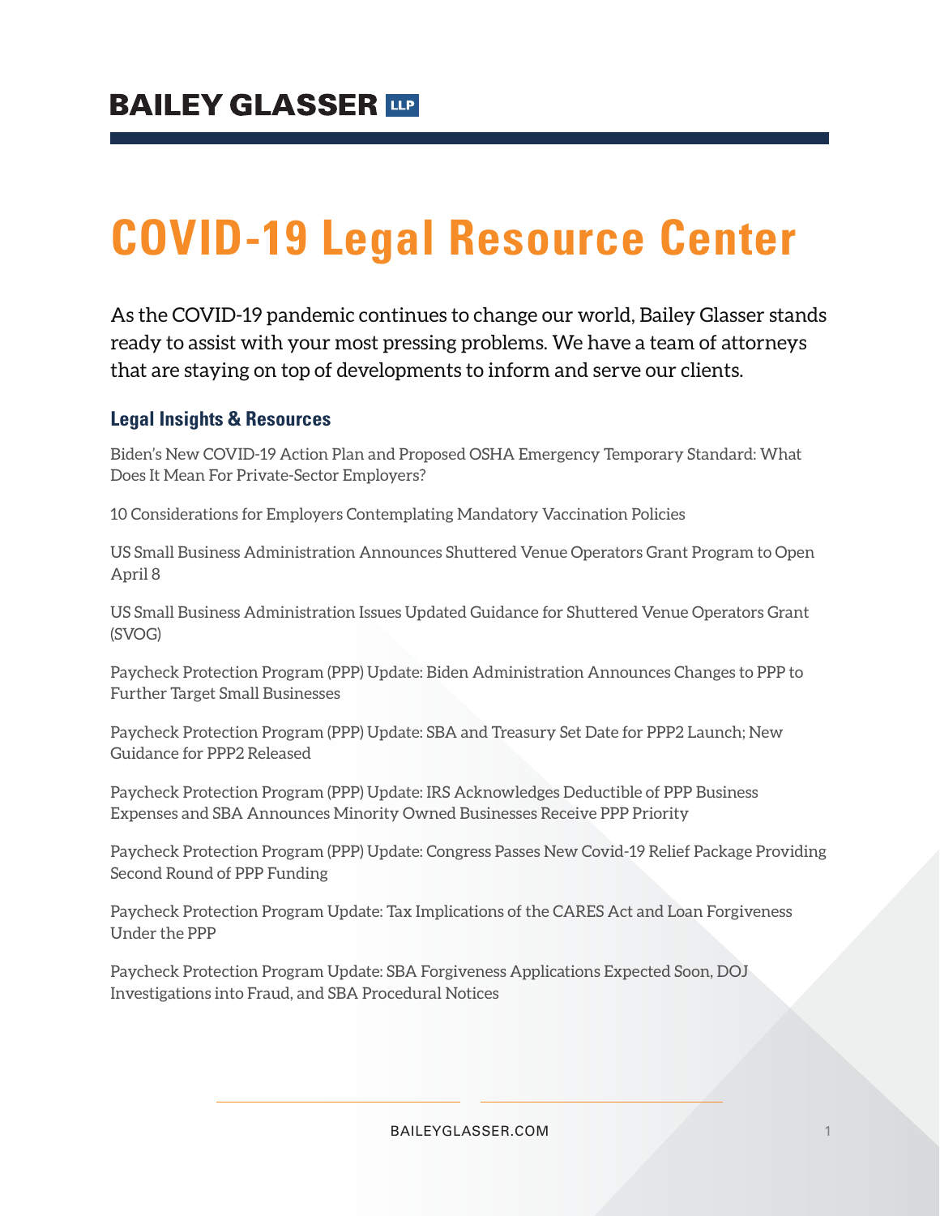BAILEY GLASSER LLP

# COVID-19 Legal Resource Center

As the COVID-19 pandemic continues to change our world, Bailey Glasser stands ready to assist with your most pressing problems. We have a team of attorneys that are staying on top of developments to inform and serve our clients.

## Legal Insights & Resources

Biden's New COVID-19 Action Plan and Proposed OSHA Emergency Temporary Standard: What Does It Mean For Private-Sector Employers?

10 Considerations for Employers Contemplating Mandatory Vaccination Policies

US Small Business Administration Announces Shuttered Venue Operators Grant Program to Open April 8

US Small Business Administration Issues Updated Guidance for Shuttered Venue Operators Grant (SVOG)

Paycheck Protection Program (PPP) Update: Biden Administration Announces Changes to PPP to Further Target Small Businesses

Paycheck Protection Program (PPP) Update: SBA and Treasury Set Date for PPP2 Launch; New Guidance for PPP2 Released

Paycheck Protection Program (PPP) Update: IRS Acknowledges Deductible of PPP Business Expenses and SBA Announces Minority Owned Businesses Receive PPP Priority

Paycheck Protection Program (PPP) Update: Congress Passes New Covid-19 Relief Package Providing Second Round of PPP Funding

Paycheck Protection Program Update: Tax Implications of the CARES Act and Loan Forgiveness Under the PPP

Paycheck Protection Program Update: SBA Forgiveness Applications Expected Soon, DOJ Investigations into Fraud, and SBA Procedural Notices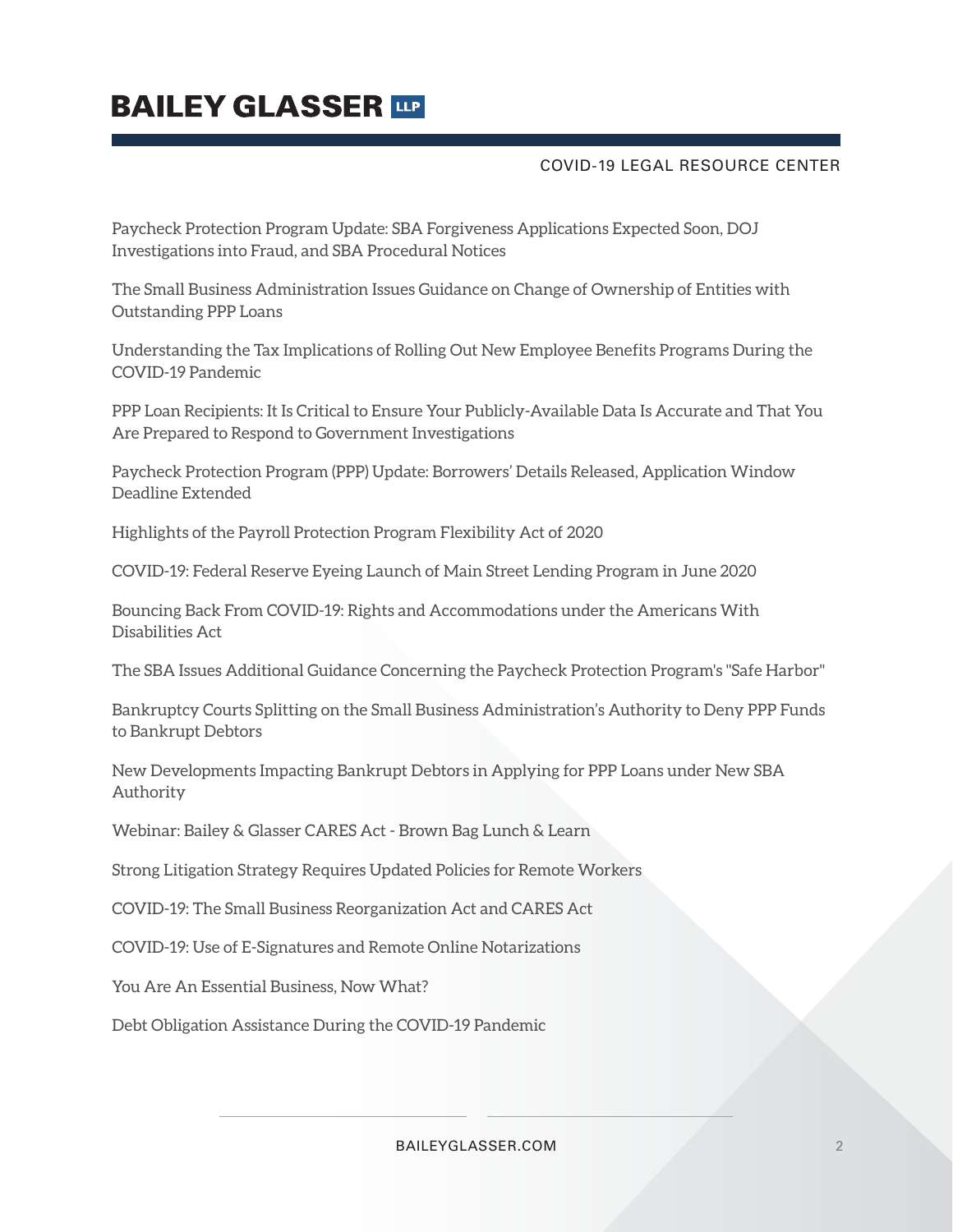Paycheck Protection Program Update: SBA Forgiveness Applications Expected Soon, DOJ Investigations into Fraud, and SBA Procedural Notices

The Small Business Administration Issues Guidance on Change of Ownership of Entities with Outstanding PPP Loans

Understanding the Tax Implications of Rolling Out New Employee Benefits Programs During the COVID-19 Pandemic

PPP Loan Recipients: It Is Critical to Ensure Your Publicly-Available Data Is Accurate and That You Are Prepared to Respond to Government Investigations

Paycheck Protection Program (PPP) Update: Borrowers' Details Released, Application Window Deadline Extended

Highlights of the Payroll Protection Program Flexibility Act of 2020

COVID-19: Federal Reserve Eyeing Launch of Main Street Lending Program in June 2020

Bouncing Back From COVID-19: Rights and Accommodations under the Americans With Disabilities Act

The SBA Issues Additional Guidance Concerning the Paycheck Protection Program's "Safe Harbor"

Bankruptcy Courts Splitting on the Small Business Administration's Authority to Deny PPP Funds to Bankrupt Debtors

New Developments Impacting Bankrupt Debtors in Applying for PPP Loans under New SBA Authority

Webinar: Bailey & Glasser CARES Act - Brown Bag Lunch & Learn

Strong Litigation Strategy Requires Updated Policies for Remote Workers

COVID-19: The Small Business Reorganization Act and CARES Act

COVID-19: Use of E-Signatures and Remote Online Notarizations

You Are An Essential Business, Now What?

Debt Obligation Assistance During the COVID-19 Pandemic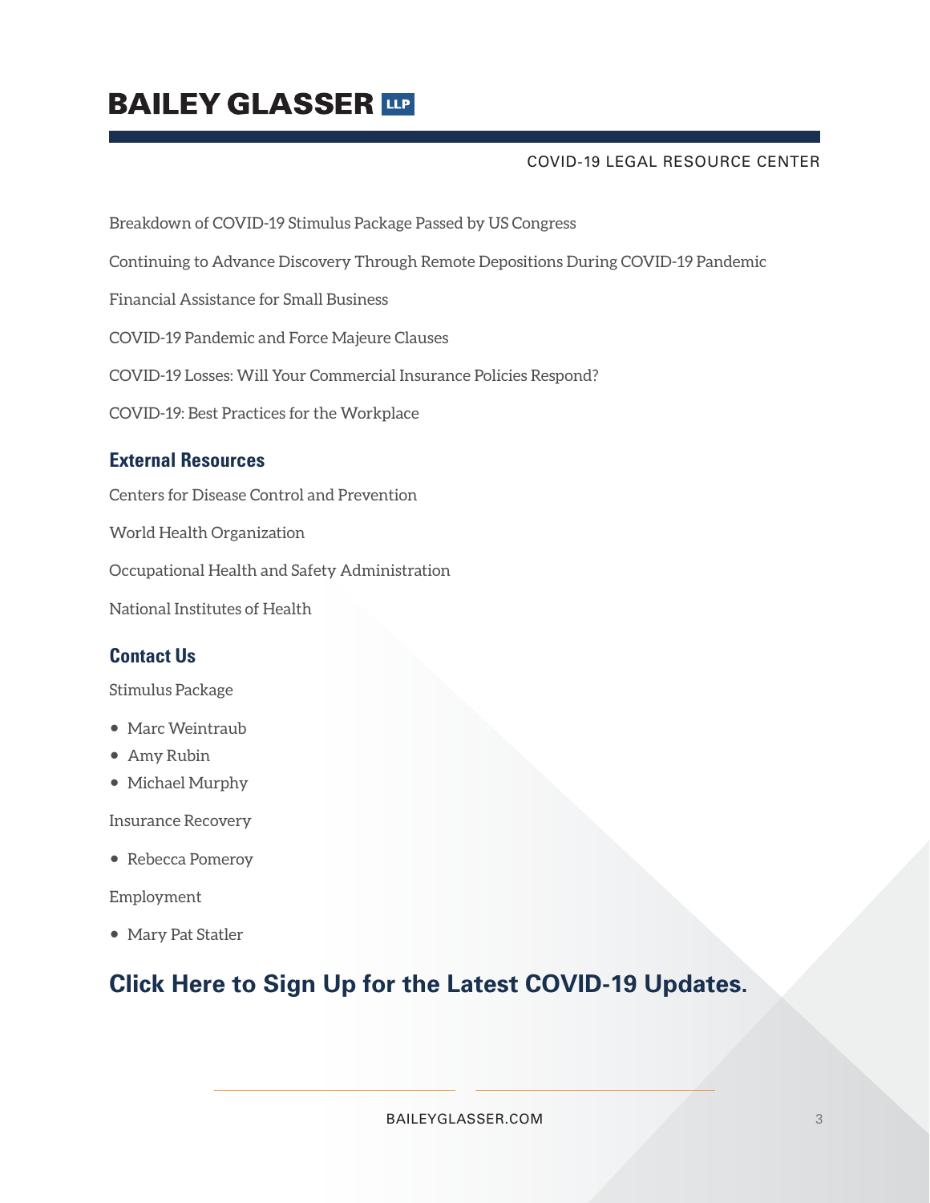Breakdown of COVID-19 Stimulus Package Passed by US Congress

Continuing to Advance Discovery Through Remote Depositions During COVID-19 Pandemic

Financial Assistance for Small Business

COVID-19 Pandemic and Force Majeure Clauses

COVID-19 Losses: Will Your Commercial Insurance Policies Respond?

COVID-19: Best Practices for the Workplace

## External Resources

Centers for Disease Control and Prevention

World Health Organization

Occupational Health and Safety Administration

National Institutes of Health

## Contact Us

Stimulus Package

- Marc Weintraub
- Amy Rubin
- Michael Murphy

Insurance Recovery

- Rebecca Pomeroy

Employment

- Mary Pat Statler

## Click Here to Sign Up for the Latest COVID-19 Updates.